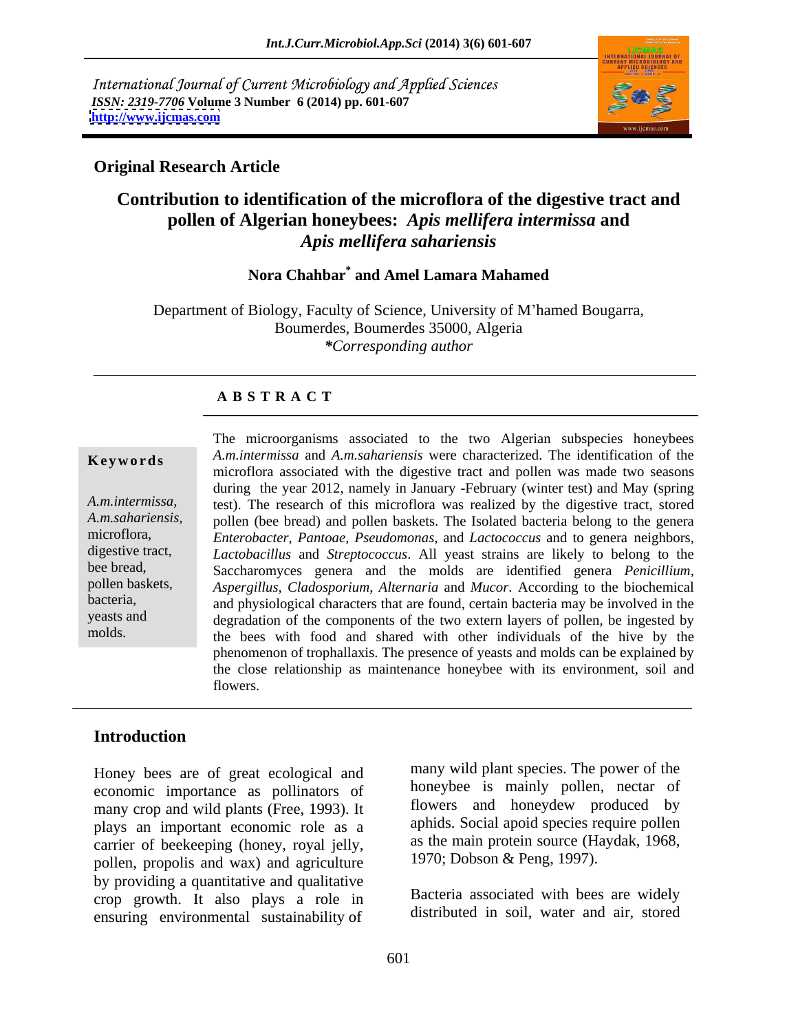International Journal of Current Microbiology and Applied Sciences
*ISSN: 2319-7706* **Volume 3 Number 6 (2014) pp. 601-607**
**http://www.ijcmas.com**

**Original Research Article**

# Contribution to identification of the microflora of the digestive tract and pollen of Algerian honeybees: *Apis mellifera intermissa* and *Apis mellifera sahariensis*

**Nora Chahbar[*] and Amel Lamara Mahamed**

Department of Biology, Faculty of Science, University of M'hamed Bougarra, Boumerdes, Boumerdes 35000, Algeria
**Corresponding author*

## A B S T R A C T

**Keywords**

*A.m.intermissa*, *A.m.sahariensis*, microflora, digestive tract, bee bread, pollen baskets, bacteria, yeasts and molds.

The microorganisms associated to the two Algerian subspecies honeybees *A.m.intermissa* and *A.m.sahariensis* were characterized. The identification of the microflora associated with the digestive tract and pollen was made two seasons during the year 2012, namely in January -February (winter test) and May (spring test). The research of this microflora was realized by the digestive tract, stored pollen (bee bread) and pollen baskets. The Isolated bacteria belong to the genera *Enterobacter, Pantoae, Pseudomonas,* and *Lactococcus* and to genera neighbors, *Lactobacillus* and *Streptococcus*. All yeast strains are likely to belong to the Saccharomyces genera and the molds are identified genera *Penicillium, Aspergillus, Cladosporium, Alternaria* and *Mucor*. According to the biochemical and physiological characters that are found, certain bacteria may be involved in the degradation of the components of the two extern layers of pollen, be ingested by the bees with food and shared with other individuals of the hive by the phenomenon of trophallaxis. The presence of yeasts and molds can be explained by the close relationship as maintenance honeybee with its environment, soil and flowers.

## Introduction

Honey bees are of great ecological and economic importance as pollinators of many crop and wild plants (Free, 1993). It plays an important economic role as a carrier of beekeeping (honey, royal jelly, pollen, propolis and wax) and agriculture by providing a quantitative and qualitative crop growth. It also plays a role in ensuring environmental sustainability of many wild plant species. The power of the honeybee is mainly pollen, nectar of flowers and honeydew produced by aphids. Social apoid species require pollen as the main protein source (Haydak, 1968, 1970; Dobson & Peng, 1997).

Bacteria associated with bees are widely distributed in soil, water and air, stored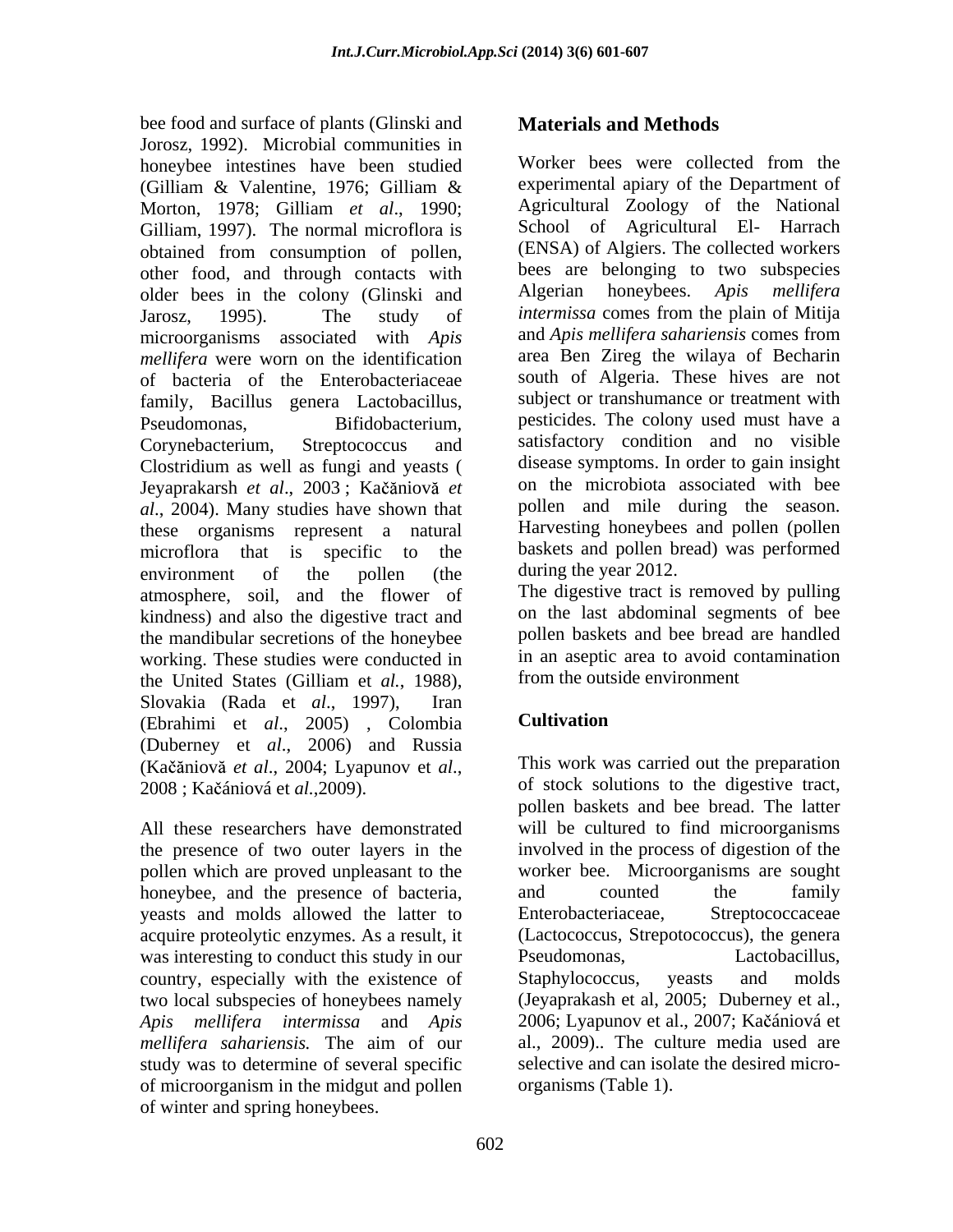bee food and surface of plants (Glinski and Jorosz, 1992). Microbial communities in honeybee intestines have been studied (Gilliam & Valentine, 1976; Gilliam & Morton, 1978; Gilliam *et al*., 1990; Gilliam, 1997). The normal microflora is obtained from consumption of pollen, other food, and through contacts with older bees in the colony (Glinski and Jarosz, 1995). The study of microorganisms associated with *Apis mellifera* were worn on the identification of bacteria of the Enterobacteriaceae family, Bacillus genera Lactobacillus, Pseudomonas, Bifidobacterium, Corynebacterium, Streptococcus and Clostridium as well as fungi and yeasts ( Jeyaprakarsh *et al*., 2003 ; Kačăniovă *et al*., 2004). Many studies have shown that these organisms represent a natural microflora that is specific to the environment of the pollen (the atmosphere, soil, and the flower of kindness) and also the digestive tract and the mandibular secretions of the honeybee working. These studies were conducted in the United States (Gilliam et *al.*, 1988), Slovakia (Rada et *al*., 1997), Iran (Ebrahimi et *al*., 2005) , Colombia (Duberney et *al*., 2006) and Russia (Kačăniovă *et al*., 2004; Lyapunov et *al*., 2008 ; Kačániová et *al*.,2009).

All these researchers have demonstrated the presence of two outer layers in the pollen which are proved unpleasant to the honeybee, and the presence of bacteria, yeasts and molds allowed the latter to acquire proteolytic enzymes. As a result, it was interesting to conduct this study in our country, especially with the existence of two local subspecies of honeybees namely *Apis mellifera intermissa* and *Apis mellifera sahariensis.* The aim of our study was to determine of several specific of microorganism in the midgut and pollen of winter and spring honeybees.

## Materials and Methods

Worker bees were collected from the experimental apiary of the Department of Agricultural Zoology of the National School of Agricultural El- Harrach (ENSA) of Algiers. The collected workers bees are belonging to two subspecies Algerian honeybees. *Apis mellifera intermissa* comes from the plain of Mitija and *Apis mellifera sahariensis* comes from area Ben Zireg the wilaya of Becharin south of Algeria. These hives are not subject or transhumance or treatment with pesticides. The colony used must have a satisfactory condition and no visible disease symptoms. In order to gain insight on the microbiota associated with bee pollen and mile during the season. Harvesting honeybees and pollen (pollen baskets and pollen bread) was performed during the year 2012.

The digestive tract is removed by pulling on the last abdominal segments of bee pollen baskets and bee bread are handled in an aseptic area to avoid contamination from the outside environment

### Cultivation

This work was carried out the preparation of stock solutions to the digestive tract, pollen baskets and bee bread. The latter will be cultured to find microorganisms involved in the process of digestion of the worker bee. Microorganisms are sought and counted the family Enterobacteriaceae, Streptococcaceae (Lactococcus, Strepotococcus), the genera Pseudomonas, Lactobacillus, Staphylococcus, yeasts and molds (Jeyaprakash et al, 2005; Duberney et al., 2006; Lyapunov et al., 2007; Kačániová et al., 2009).. The culture media used are selective and can isolate the desired micro-organisms (Table 1).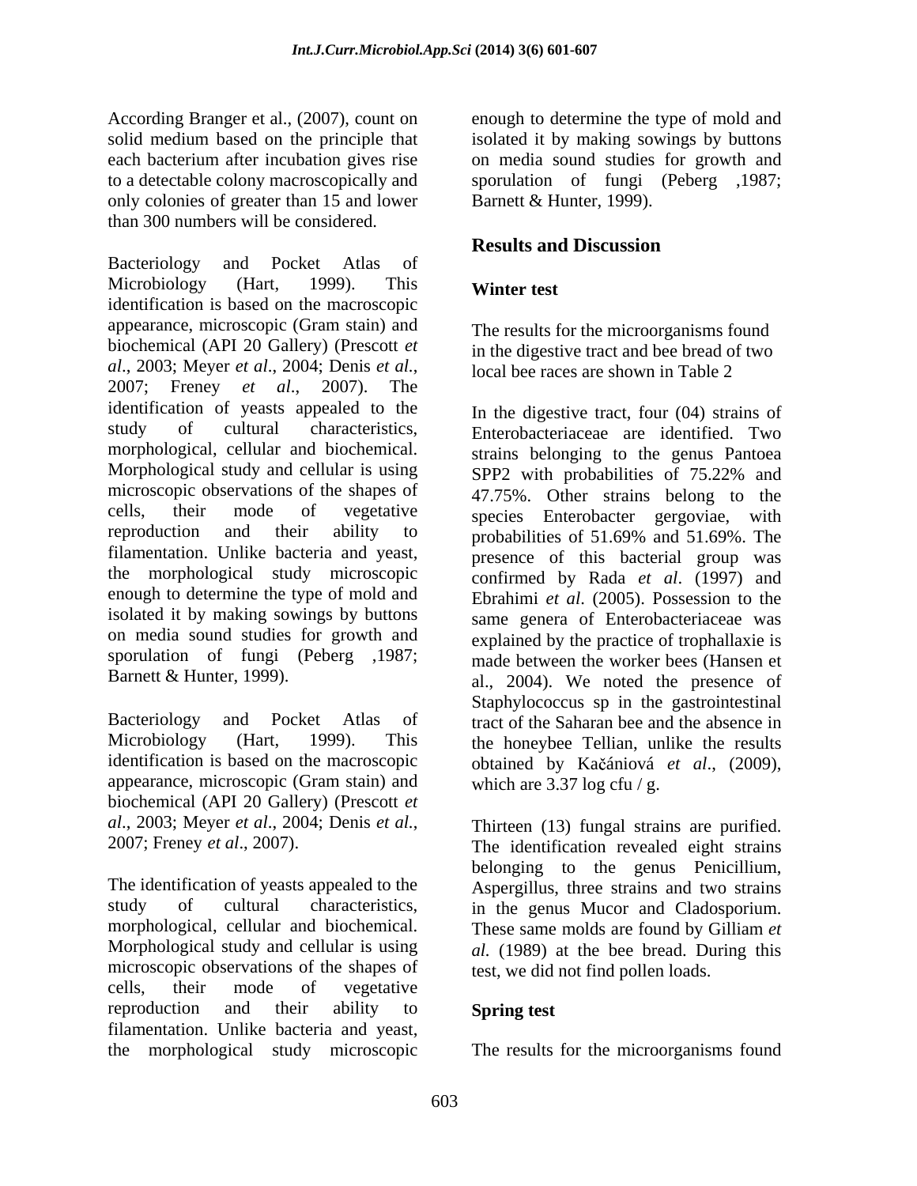According Branger et al., (2007), count on solid medium based on the principle that each bacterium after incubation gives rise to a detectable colony macroscopically and only colonies of greater than 15 and lower than 300 numbers will be considered.

Bacteriology and Pocket Atlas of Microbiology (Hart, 1999). This identification is based on the macroscopic appearance, microscopic (Gram stain) and biochemical (API 20 Gallery) (Prescott *et al*., 2003; Meyer *et al*., 2004; Denis *et al.*, 2007; Freney *et al*., 2007). The identification of yeasts appealed to the study of cultural characteristics, morphological, cellular and biochemical. Morphological study and cellular is using microscopic observations of the shapes of cells, their mode of vegetative reproduction and their ability to filamentation. Unlike bacteria and yeast, the morphological study microscopic enough to determine the type of mold and isolated it by making sowings by buttons on media sound studies for growth and sporulation of fungi (Peberg ,1987; Barnett & Hunter, 1999).

Bacteriology and Pocket Atlas of Microbiology (Hart, 1999). This identification is based on the macroscopic appearance, microscopic (Gram stain) and biochemical (API 20 Gallery) (Prescott *et al*., 2003; Meyer *et al*., 2004; Denis *et al.*, 2007; Freney *et al*., 2007).

The identification of yeasts appealed to the study of cultural characteristics, morphological, cellular and biochemical. Morphological study and cellular is using microscopic observations of the shapes of cells, their mode of vegetative reproduction and their ability to filamentation. Unlike bacteria and yeast, the morphological study microscopic enough to determine the type of mold and isolated it by making sowings by buttons on media sound studies for growth and sporulation of fungi (Peberg ,1987; Barnett & Hunter, 1999).

## Results and Discussion

### Winter test

The results for the microorganisms found in the digestive tract and bee bread of two local bee races are shown in Table 2

In the digestive tract, four (04) strains of Enterobacteriaceae are identified. Two strains belonging to the genus Pantoea SPP2 with probabilities of 75.22% and 47.75%. Other strains belong to the species Enterobacter gergoviae, with probabilities of 51.69% and 51.69%. The presence of this bacterial group was confirmed by Rada *et al*. (1997) and Ebrahimi *et al*. (2005). Possession to the same genera of Enterobacteriaceae was explained by the practice of trophallaxie is made between the worker bees (Hansen et al., 2004). We noted the presence of Staphylococcus sp in the gastrointestinal tract of the Saharan bee and the absence in the honeybee Tellian, unlike the results obtained by Kačániová *et al*., (2009), which are 3.37 log cfu / g.

Thirteen (13) fungal strains are purified. The identification revealed eight strains belonging to the genus Penicillium, Aspergillus, three strains and two strains in the genus Mucor and Cladosporium. These same molds are found by Gilliam *et al.* (1989) at the bee bread. During this test, we did not find pollen loads.

### Spring test

The results for the microorganisms found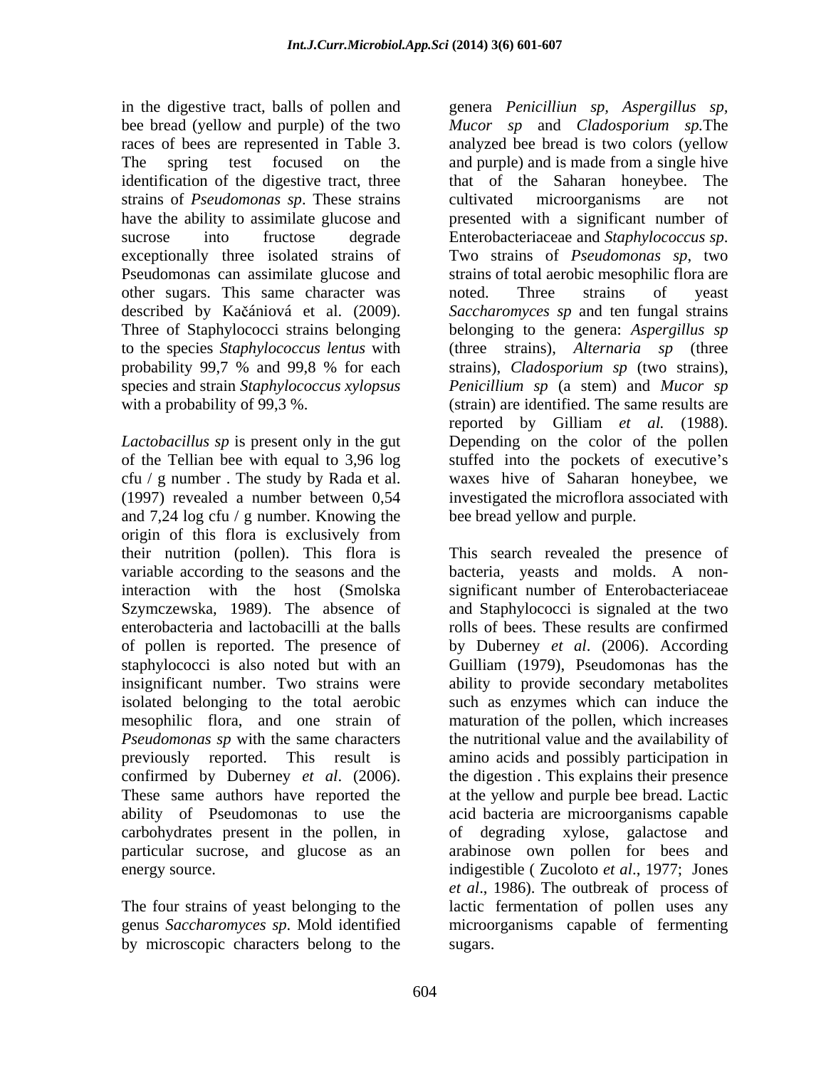in the digestive tract, balls of pollen and bee bread (yellow and purple) of the two races of bees are represented in Table 3. The spring test focused on the identification of the digestive tract, three strains of *Pseudomonas sp*. These strains have the ability to assimilate glucose and sucrose into fructose degrade exceptionally three isolated strains of Pseudomonas can assimilate glucose and other sugars. This same character was described by Kačániová et al. (2009). Three of Staphylococci strains belonging to the species *Staphylococcus lentus* with probability 99,7 % and 99,8 % for each species and strain *Staphylococcus xylopsus* with a probability of 99,3 %.

*Lactobacillus sp* is present only in the gut of the Tellian bee with equal to 3,96 log cfu / g number . The study by Rada et al. (1997) revealed a number between 0,54 and 7,24 log cfu / g number. Knowing the origin of this flora is exclusively from their nutrition (pollen). This flora is variable according to the seasons and the interaction with the host (Smolska Szymczewska, 1989). The absence of enterobacteria and lactobacilli at the balls of pollen is reported. The presence of staphylococci is also noted but with an insignificant number. Two strains were isolated belonging to the total aerobic mesophilic flora, and one strain of *Pseudomonas sp* with the same characters previously reported. This result is confirmed by Duberney *et al*. (2006). These same authors have reported the ability of Pseudomonas to use the carbohydrates present in the pollen, in particular sucrose, and glucose as an energy source.

The four strains of yeast belonging to the genus *Saccharomyces sp*. Mold identified by microscopic characters belong to the genera *Penicilliun sp, Aspergillus sp, Mucor sp* and *Cladosporium sp.*The analyzed bee bread is two colors (yellow and purple) and is made from a single hive that of the Saharan honeybee. The cultivated microorganisms are not presented with a significant number of Enterobacteriaceae and *Staphylococcus sp*. Two strains of *Pseudomonas sp*, two strains of total aerobic mesophilic flora are noted. Three strains of yeast *Saccharomyces sp* and ten fungal strains belonging to the genera: *Aspergillus sp* (three strains), *Alternaria sp* (three strains), *Cladosporium sp* (two strains), *Penicillium sp* (a stem) and *Mucor sp* (strain) are identified. The same results are reported by Gilliam *et al.* (1988). Depending on the color of the pollen stuffed into the pockets of executive's waxes hive of Saharan honeybee, we investigated the microflora associated with bee bread yellow and purple.

This search revealed the presence of bacteria, yeasts and molds. A non-significant number of Enterobacteriaceae and Staphylococci is signaled at the two rolls of bees. These results are confirmed by Duberney *et al*. (2006). According Guilliam (1979), Pseudomonas has the ability to provide secondary metabolites such as enzymes which can induce the maturation of the pollen, which increases the nutritional value and the availability of amino acids and possibly participation in the digestion . This explains their presence at the yellow and purple bee bread. Lactic acid bacteria are microorganisms capable of degrading xylose, galactose and arabinose own pollen for bees and indigestible ( Zucoloto *et al*., 1977; Jones *et al*., 1986). The outbreak of process of lactic fermentation of pollen uses any microorganisms capable of fermenting sugars.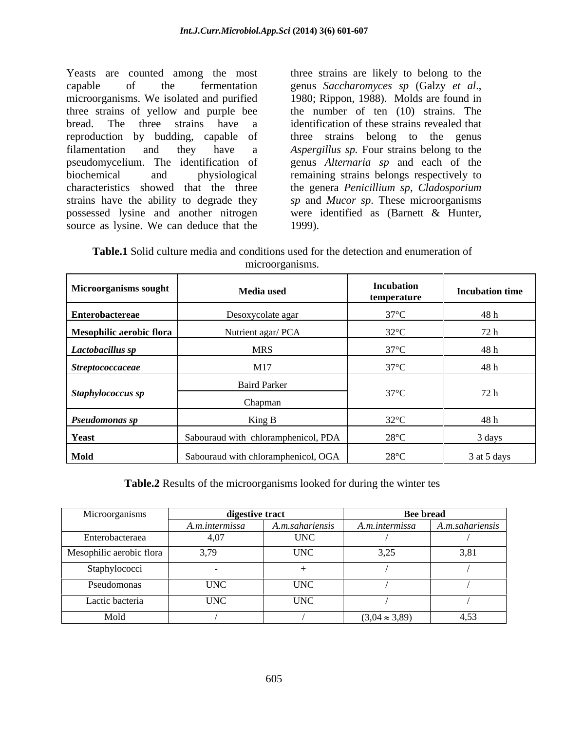Yeasts are counted among the most capable of the fermentation microorganisms. We isolated and purified three strains of yellow and purple bee bread. The three strains have a reproduction by budding, capable of filamentation and they have a pseudomycelium. The identification of biochemical and physiological characteristics showed that the three strains have the ability to degrade they possessed lysine and another nitrogen source as lysine. We can deduce that the three strains are likely to belong to the genus *Saccharomyces sp* (Galzy *et al*., 1980; Rippon, 1988). Molds are found in the number of ten (10) strains. The identification of these strains revealed that three strains belong to the genus *Aspergillus sp.* Four strains belong to the genus *Alternaria sp* and each of the remaining strains belongs respectively to the genera *Penicillium sp*, *Cladosporium sp* and *Mucor sp*. These microorganisms were identified as (Barnett & Hunter, 1999).

**Table.1** Solid culture media and conditions used for the detection and enumeration of microorganisms.

| Microorganisms sought | Media used | Incubation temperature | Incubation time |
|---|---|---|---|
| **Enterobactereae** | Desoxycolate agar | 37°C | 48 h |
| **Mesophilic aerobic flora** | Nutrient agar/ PCA | 32°C | 72 h |
| ***Lactobacillus sp*** | MRS | 37°C | 48 h |
| ***Streptococcaceae*** | M17 | 37°C | 48 h |
| ***Staphylococcus sp*** | Baird Parker | 37°C | 72 h |
| | Chapman | | |
| ***Pseudomonas sp*** | King B | 32°C | 48 h |
| **Yeast** | Sabouraud with chloramphenicol, PDA | 28°C | 3 days |
| **Mold** | Sabouraud with chloramphenicol, OGA | 28°C | 3 at 5 days |

**Table.2** Results of the microorganisms looked for during the winter tes

| Microorganisms | **digestive tract** | | **Bee bread** | |
|---|---|---|---|---|
| | *A.m.intermissa* | *A.m.sahariensis* | *A.m.intermissa* | *A.m.sahariensis* |
| Enterobacteraea | 4,07 | UNC | / | / |
| Mesophilic aerobic flora | 3,79 | UNC | 3,25 | 3,81 |
| Staphylococci | - | + | / | / |
| Pseudomonas | UNC | UNC | / | / |
| Lactic bacteria | UNC | UNC | / | / |
| Mold | / | / | ($3,04 \approx 3,89$) | 4,53 |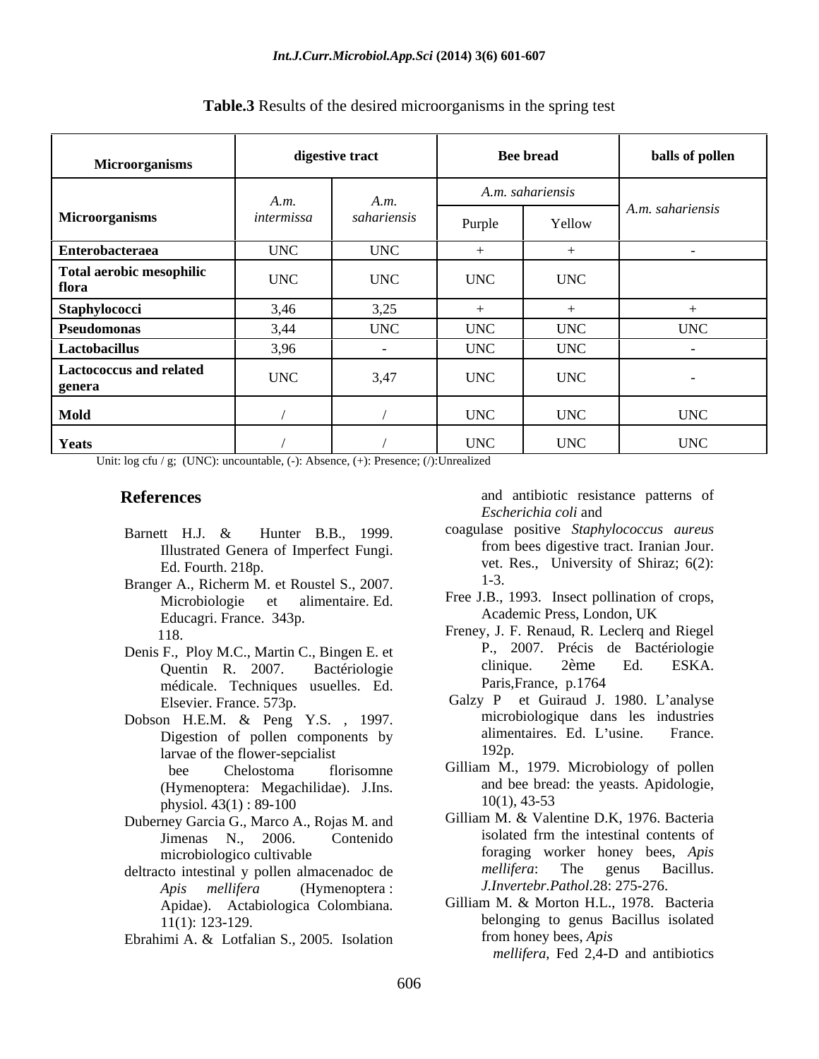**Table.3** Results of the desired microorganisms in the spring test

| Microorganisms | digestive tract | | Bee bread | | balls of pollen |
|---|---|---|---|---|---|
| Microorganisms | *A.m. intermissa* | *A.m. sahariensis* | *A.m. sahariensis* | | *A.m. sahariensis* |
| | | | Purple | Yellow | |
| **Enterobacteraea** | UNC | UNC | + | + | - |
| **Total aerobic mesophilic flora** | UNC | UNC | UNC | UNC | |
| **Staphylococci** | 3,46 | 3,25 | + | + | + |
| **Pseudomonas** | 3,44 | UNC | UNC | UNC | UNC |
| **Lactobacillus** | 3,96 | - | UNC | UNC | - |
| **Lactococcus and related genera** | UNC | 3,47 | UNC | UNC | - |
| **Mold** | / | / | UNC | UNC | UNC |
| **Yeats** | / | / | UNC | UNC | UNC |

Unit: log cfu / g; (UNC): uncountable, (-): Absence, (+): Presence; (/):Unrealized

## References

Barnett H.J. & Hunter B.B., 1999. Illustrated Genera of Imperfect Fungi. Ed. Fourth. 218p.

Branger A., Richerm M. et Roustel S., 2007. Microbiologie et alimentaire. Ed. Educagri. France. 343p. 118.

Denis F., Ploy M.C., Martin C., Bingen E. et Quentin R. 2007. Bactériologie médicale. Techniques usuelles. Ed. Elsevier. France. 573p.

Dobson H.E.M. & Peng Y.S. , 1997. Digestion of pollen components by larvae of the flower-sepcialist bee Chelostoma florisomne (Hymenoptera: Megachilidae). J.Ins. physiol. 43(1) : 89-100

Duberney Garcia G., Marco A., Rojas M. and Jimenas N., 2006. Contenido microbiologico cultivable deltracto intestinal y pollen almacenadoc de *Apis mellifera* (Hymenoptera : Apidae). Actabiologica Colombiana. 11(1): 123-129.

Ebrahimi A. & Lotfalian S., 2005. Isolation and antibiotic resistance patterns of *Escherichia coli* and coagulase positive *Staphylococcus aureus* from bees digestive tract. Iranian Jour. vet. Res., University of Shiraz; 6(2): 1-3.

Free J.B., 1993. Insect pollination of crops, Academic Press, London, UK

Freney, J. F. Renaud, R. Leclerq and Riegel P., 2007. Précis de Bactériologie clinique. 2ème Ed. ESKA. Paris,France, p.1764

Galzy P et Guiraud J. 1980. L'analyse microbiologique dans les industries alimentaires. Ed. L'usine. France. 192p.

Gilliam M., 1979. Microbiology of pollen and bee bread: the yeasts. Apidologie, 10(1), 43-53

Gilliam M. & Valentine D.K, 1976. Bacteria isolated frm the intestinal contents of foraging worker honey bees, *Apis mellifera*: The genus Bacillus. *J.Invertebr.Pathol*.28: 275-276.

Gilliam M. & Morton H.L., 1978. Bacteria belonging to genus Bacillus isolated from honey bees, *Apis mellifera*, Fed 2,4-D and antibiotics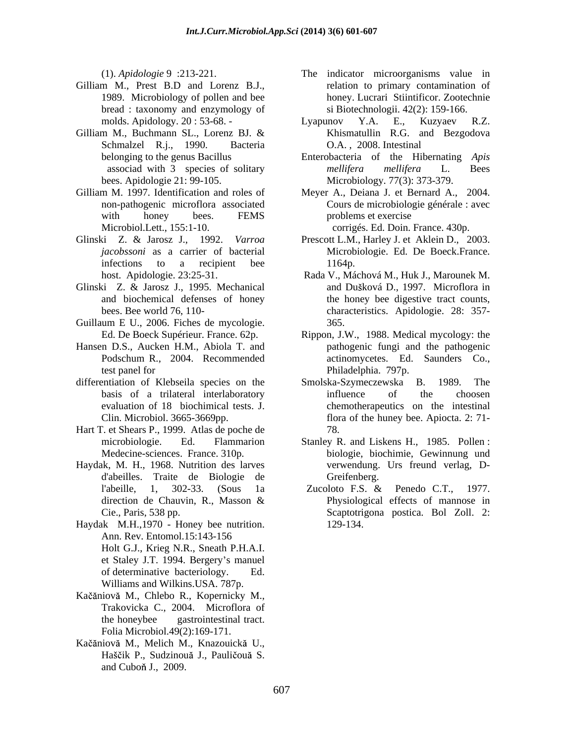(1). *Apidologie* 9 :213-221.

Gilliam M., Prest B.D and Lorenz B.J., 1989. Microbiology of pollen and bee bread : taxonomy and enzymology of molds. Apidology. 20 : 53-68. -

Gilliam M., Buchmann SL., Lorenz BJ. & Schmalzel R.j., 1990. Bacteria belonging to the genus Bacillus associad with 3 species of solitary bees. Apidologie 21: 99-105.

Gilliam M. 1997. Identification and roles of non-pathogenic microflora associated with honey bees. FEMS Microbiol.Lett., 155:1-10.

Glinski Z. & Jarosz J., 1992. *Varroa jacobssoni* as a carrier of bacterial infections to a recipient bee host. Apidologie. 23:25-31.

Glinski Z. & Jarosz J., 1995. Mechanical and biochemical defenses of honey bees. Bee world 76, 110-

Guillaum E U., 2006. Fiches de mycologie. Ed. De Boeck Supérieur. France. 62p.

Hansen D.S., Aucken H.M., Abiola T. and Podschum R., 2004. Recommended test panel for differentiation of Klebseila species on the basis of a trilateral interlaboratory evaluation of 18 biochimical tests. J. Clin. Microbiol. 3665-3669pp.

Hart T. et Shears P., 1999. Atlas de poche de microbiologie. Ed. Flammarion Medecine-sciences. France. 310p.

Haydak, M. H., 1968. Nutrition des larves d'abeilles. Traite de Biologie de l'abeille, 1, 302-33. (Sous 1a direction de Chauvin, R., Masson & Cie., Paris, 538 pp.

Haydak M.H.,1970 - Honey bee nutrition. Ann. Rev. Entomol.15:143-156

Holt G.J., Krieg N.R., Sneath P.H.A.I. et Staley J.T. 1994. Bergery's manuel of determinative bacteriology. Ed. Williams and Wilkins.USA. 787p.

Kačăniovă M., Chlebo R., Kopernicky M., Trakovicka C., 2004. Microflora of the honeybee gastrointestinal tract. Folia Microbiol.49(2):169-171.

Kačăniovă M., Melich M., Knazouickă U., Haščik P., Sudzinouă J., Pauličouă S. and Cuboň J., 2009. The indicator microorganisms value in relation to primary contamination of honey. Lucrari Stiintificor. Zootechnie si Biotechnologii. 42(2): 159-166.

Lyapunov Y.A. E., Kuzyaev R.Z. Khismatullin R.G. and Bezgodova O.A. , 2008. Intestinal Enterobacteria of the Hibernating *Apis mellifera mellifera* L. Bees Microbiology. 77(3): 373-379.

Meyer A., Deiana J. et Bernard A., 2004. Cours de microbiologie générale : avec problems et exercise corrigés. Ed. Doin. France. 430p.

Prescott L.M., Harley J. et Aklein D., 2003. Microbiologie. Ed. De Boeck.France. 1164p.

Rada V., Máchová M., Huk J., Marounek M. and Dušková D., 1997. Microflora in the honey bee digestive tract counts, characteristics. Apidologie. 28: 357-365.

Rippon, J.W., 1988. Medical mycology: the pathogenic fungi and the pathogenic actinomycetes. Ed. Saunders Co., Philadelphia. 797p.

Smolska-Szymeczewska B. 1989. The influence of the choosen chemotherapeutics on the intestinal flora of the huney bee. Apiocta. 2: 71-78.

Stanley R. and Liskens H., 1985. Pollen : biologie, biochimie, Gewinnung und verwendung. Urs freund verlag, D-Greifenberg.

Zucoloto F.S. & Penedo C.T., 1977. Physiological effects of mannose in Scaptotrigona postica. Bol Zoll. 2: 129-134.